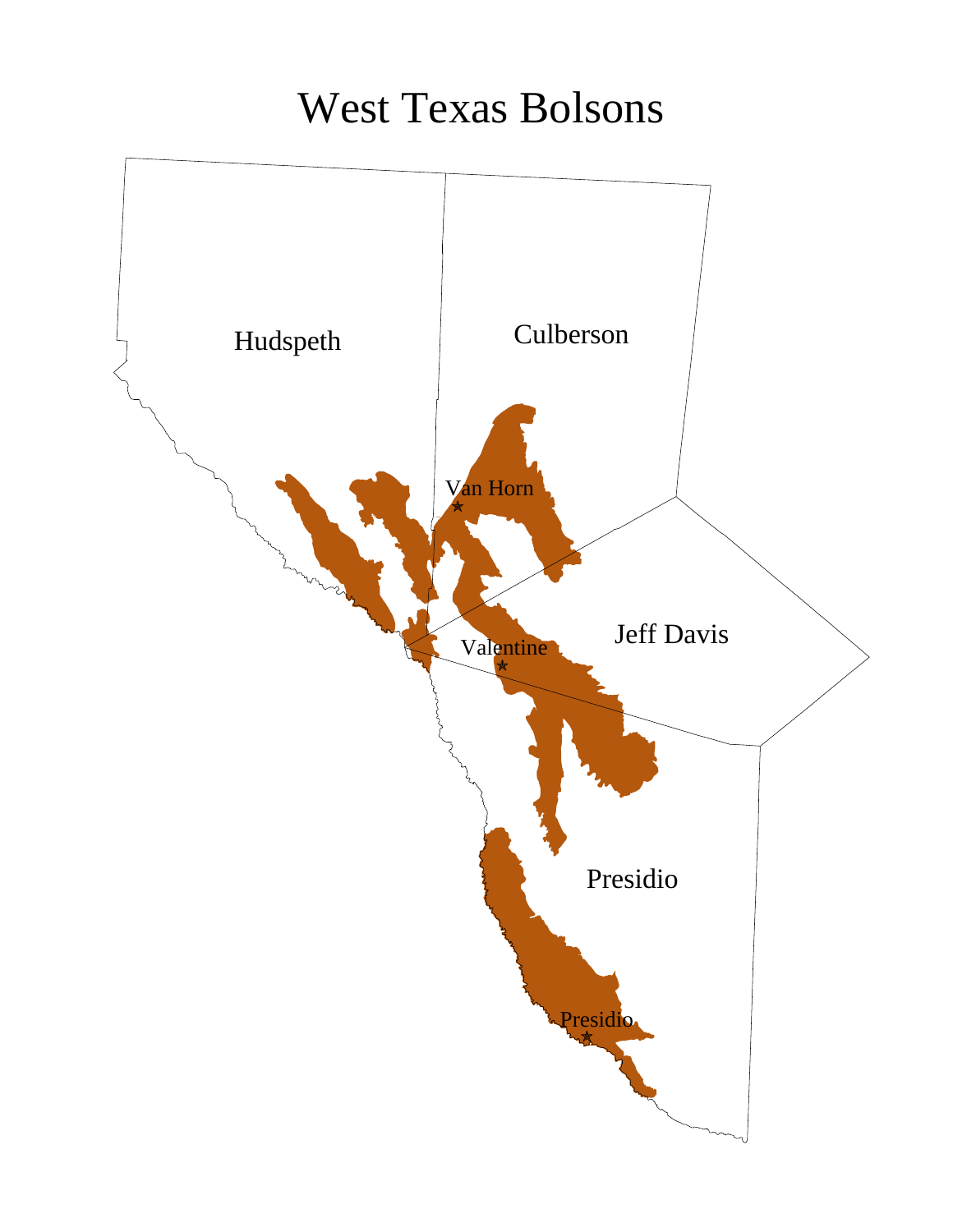# West Texas Bolsons

Hudspeth

Culberson

Van Horn

Jeff Davis

Valentine

Presidio

Presidio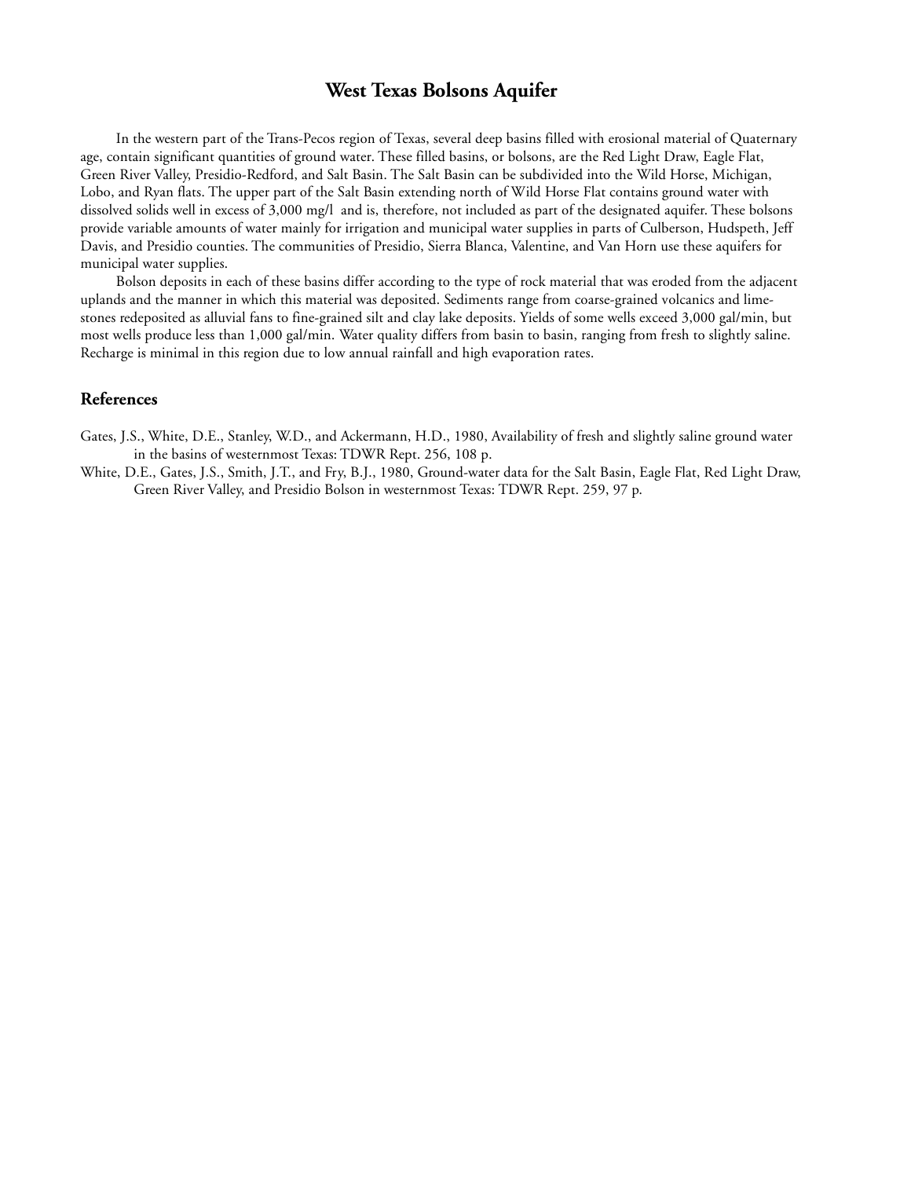# West Texas Bolsons Aquifer

In the western part of the Trans-Pecos region of Texas, several deep basins filled with erosional material of Quaternary age, contain significant quantities of ground water. These filled basins, or bolsons, are the Red Light Draw, Eagle Flat, Green River Valley, Presidio-Redford, and Salt Basin. The Salt Basin can be subdivided into the Wild Horse, Michigan, Lobo, and Ryan flats. The upper part of the Salt Basin extending north of Wild Horse Flat contains ground water with dissolved solids well in excess of 3,000 mg/l and is, therefore, not included as part of the designated aquifer. These bolsons provide variable amounts of water mainly for irrigation and municipal water supplies in parts of Culberson, Hudspeth, Jeff Davis, and Presidio counties. The communities of Presidio, Sierra Blanca, Valentine, and Van Horn use these aquifers for municipal water supplies.

Bolson deposits in each of these basins differ according to the type of rock material that was eroded from the adjacent uplands and the manner in which this material was deposited. Sediments range from coarse-grained volcanics and limestones redeposited as alluvial fans to fine-grained silt and clay lake deposits. Yields of some wells exceed 3,000 gal/min, but most wells produce less than 1,000 gal/min. Water quality differs from basin to basin, ranging from fresh to slightly saline. Recharge is minimal in this region due to low annual rainfall and high evaporation rates.

## References

Gates, J.S., White, D.E., Stanley, W.D., and Ackermann, H.D., 1980, Availability of fresh and slightly saline ground water in the basins of westernmost Texas: TDWR Rept. 256, 108 p.

White, D.E., Gates, J.S., Smith, J.T., and Fry, B.J., 1980, Ground-water data for the Salt Basin, Eagle Flat, Red Light Draw, Green River Valley, and Presidio Bolson in westernmost Texas: TDWR Rept. 259, 97 p.